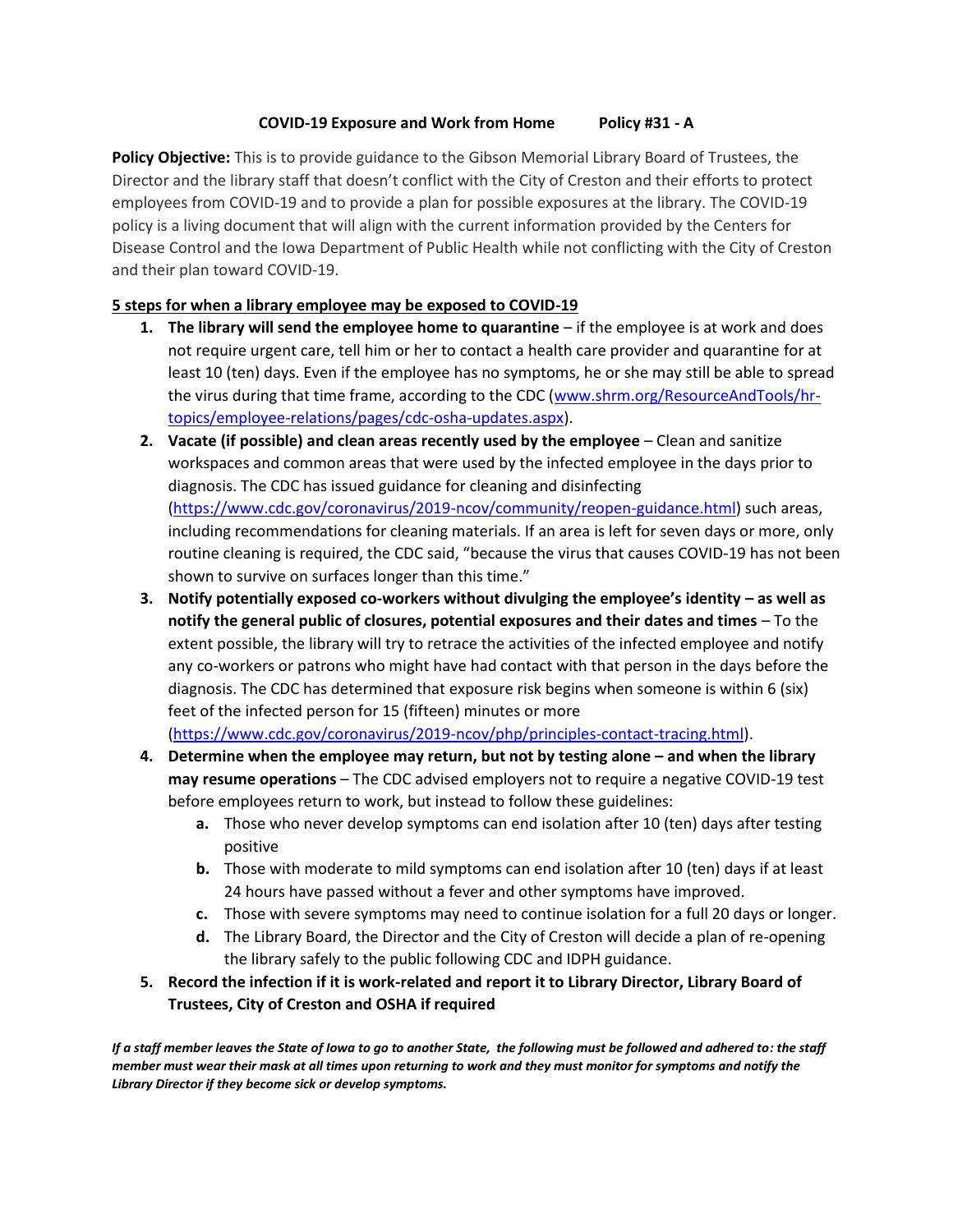**COVID-19 Exposure and Work from Home Policy #31 - A**

**Policy Objective:** This is to provide guidance to the Gibson Memorial Library Board of Trustees, the Director and the library staff that doesn't conflict with the City of Creston and their efforts to protect employees from COVID-19 and to provide a plan for possible exposures at the library. The COVID-19 policy is a living document that will align with the current information provided by the Centers for Disease Control and the Iowa Department of Public Health while not conflicting with the City of Creston and their plan toward COVID-19.

**5 steps for when a library employee may be exposed to COVID-19**

1. **The library will send the employee home to quarantine** – if the employee is at work and does not require urgent care, tell him or her to contact a health care provider and quarantine for at least 10 (ten) days. Even if the employee has no symptoms, he or she may still be able to spread the virus during that time frame, according to the CDC (www.shrm.org/ResourceAndTools/hr-topics/employee-relations/pages/cdc-osha-updates.aspx).
2. **Vacate (if possible) and clean areas recently used by the employee** – Clean and sanitize workspaces and common areas that were used by the infected employee in the days prior to diagnosis. The CDC has issued guidance for cleaning and disinfecting (https://www.cdc.gov/coronavirus/2019-ncov/community/reopen-guidance.html) such areas, including recommendations for cleaning materials. If an area is left for seven days or more, only routine cleaning is required, the CDC said, "because the virus that causes COVID-19 has not been shown to survive on surfaces longer than this time."
3. **Notify potentially exposed co-workers without divulging the employee's identity – as well as notify the general public of closures, potential exposures and their dates and times** – To the extent possible, the library will try to retrace the activities of the infected employee and notify any co-workers or patrons who might have had contact with that person in the days before the diagnosis. The CDC has determined that exposure risk begins when someone is within 6 (six) feet of the infected person for 15 (fifteen) minutes or more (https://www.cdc.gov/coronavirus/2019-ncov/php/principles-contact-tracing.html).
4. **Determine when the employee may return, but not by testing alone – and when the library may resume operations** – The CDC advised employers not to require a negative COVID-19 test before employees return to work, but instead to follow these guidelines:
   a. Those who never develop symptoms can end isolation after 10 (ten) days after testing positive
   b. Those with moderate to mild symptoms can end isolation after 10 (ten) days if at least 24 hours have passed without a fever and other symptoms have improved.
   c. Those with severe symptoms may need to continue isolation for a full 20 days or longer.
   d. The Library Board, the Director and the City of Creston will decide a plan of re-opening the library safely to the public following CDC and IDPH guidance.
5. **Record the infection if it is work-related and report it to Library Director, Library Board of Trustees, City of Creston and OSHA if required**

***If a staff member leaves the State of Iowa to go to another State, the following must be followed and adhered to: the staff member must wear their mask at all times upon returning to work and they must monitor for symptoms and notify the Library Director if they become sick or develop symptoms.***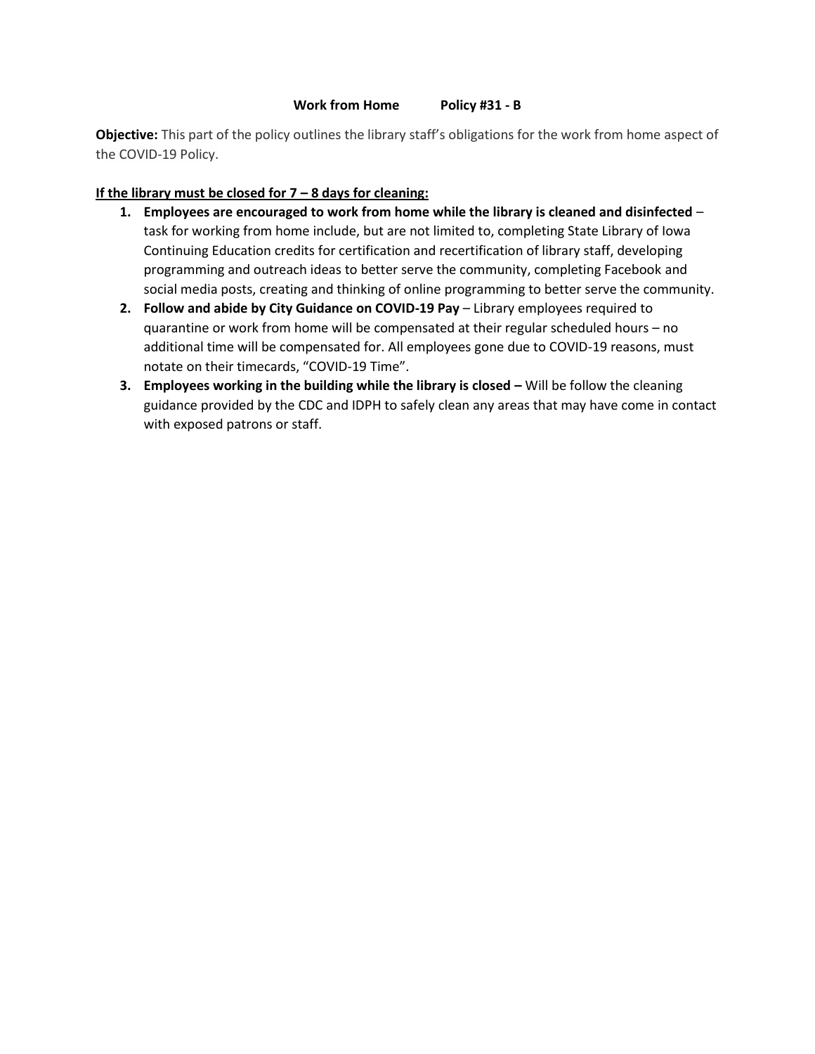**Work from Home Policy #31 - B**

**Objective:** This part of the policy outlines the library staff's obligations for the work from home aspect of the COVID-19 Policy.

**<u>If the library must be closed for 7 – 8 days for cleaning:</u>**

1. **Employees are encouraged to work from home while the library is cleaned and disinfected** – task for working from home include, but are not limited to, completing State Library of Iowa Continuing Education credits for certification and recertification of library staff, developing programming and outreach ideas to better serve the community, completing Facebook and social media posts, creating and thinking of online programming to better serve the community.
2. **Follow and abide by City Guidance on COVID-19 Pay** – Library employees required to quarantine or work from home will be compensated at their regular scheduled hours – no additional time will be compensated for. All employees gone due to COVID-19 reasons, must notate on their timecards, "COVID-19 Time".
3. **Employees working in the building while the library is closed –** Will be follow the cleaning guidance provided by the CDC and IDPH to safely clean any areas that may have come in contact with exposed patrons or staff.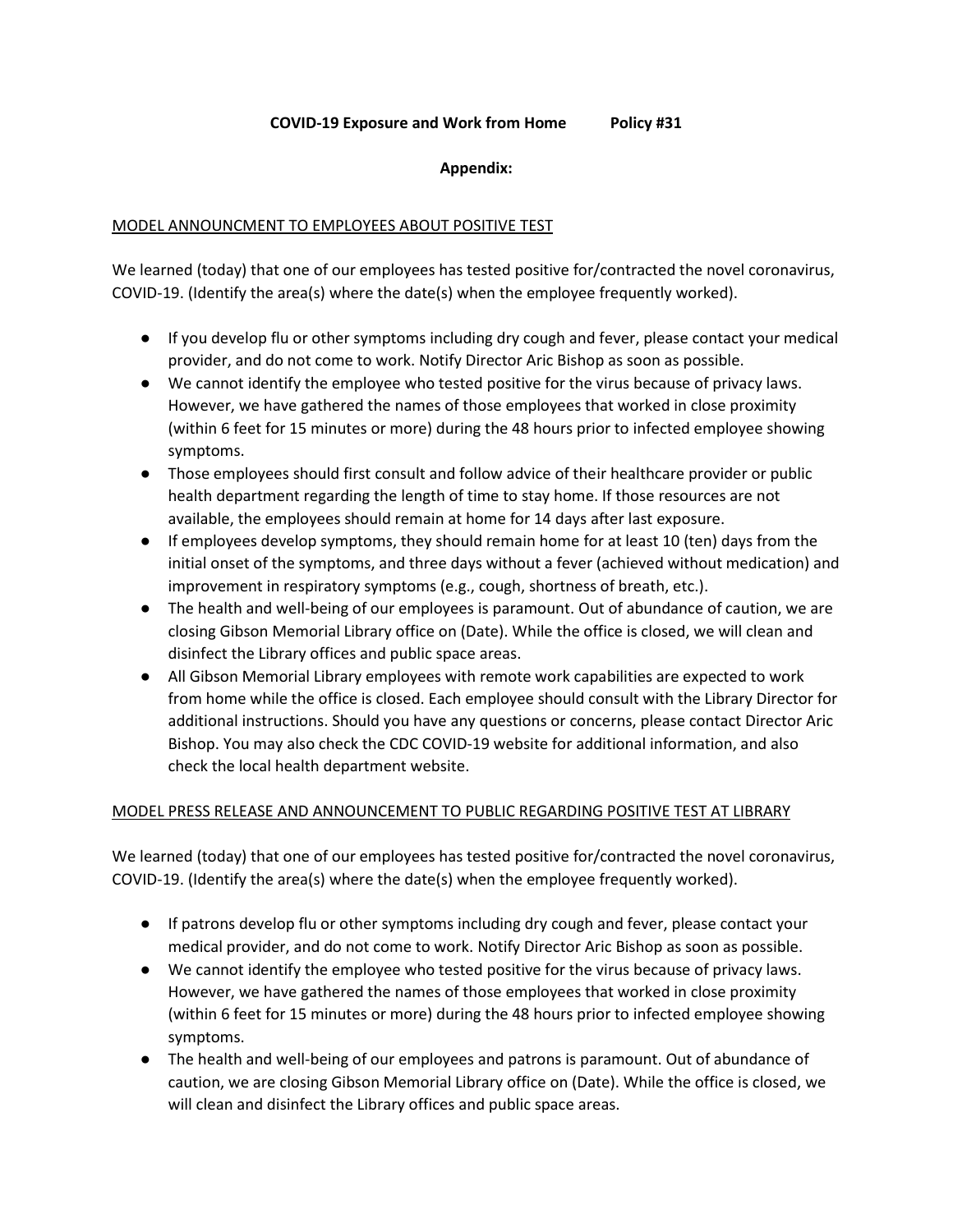**COVID-19 Exposure and Work from Home Policy #31**

**Appendix:**

MODEL ANNOUNCMENT TO EMPLOYEES ABOUT POSITIVE TEST

We learned (today) that one of our employees has tested positive for/contracted the novel coronavirus, COVID-19. (Identify the area(s) where the date(s) when the employee frequently worked).

- If you develop flu or other symptoms including dry cough and fever, please contact your medical provider, and do not come to work. Notify Director Aric Bishop as soon as possible.
- We cannot identify the employee who tested positive for the virus because of privacy laws. However, we have gathered the names of those employees that worked in close proximity (within 6 feet for 15 minutes or more) during the 48 hours prior to infected employee showing symptoms.
- Those employees should first consult and follow advice of their healthcare provider or public health department regarding the length of time to stay home. If those resources are not available, the employees should remain at home for 14 days after last exposure.
- If employees develop symptoms, they should remain home for at least 10 (ten) days from the initial onset of the symptoms, and three days without a fever (achieved without medication) and improvement in respiratory symptoms (e.g., cough, shortness of breath, etc.).
- The health and well-being of our employees is paramount. Out of abundance of caution, we are closing Gibson Memorial Library office on (Date). While the office is closed, we will clean and disinfect the Library offices and public space areas.
- All Gibson Memorial Library employees with remote work capabilities are expected to work from home while the office is closed. Each employee should consult with the Library Director for additional instructions. Should you have any questions or concerns, please contact Director Aric Bishop. You may also check the CDC COVID-19 website for additional information, and also check the local health department website.

MODEL PRESS RELEASE AND ANNOUNCEMENT TO PUBLIC REGARDING POSITIVE TEST AT LIBRARY

We learned (today) that one of our employees has tested positive for/contracted the novel coronavirus, COVID-19. (Identify the area(s) where the date(s) when the employee frequently worked).

- If patrons develop flu or other symptoms including dry cough and fever, please contact your medical provider, and do not come to work. Notify Director Aric Bishop as soon as possible.
- We cannot identify the employee who tested positive for the virus because of privacy laws. However, we have gathered the names of those employees that worked in close proximity (within 6 feet for 15 minutes or more) during the 48 hours prior to infected employee showing symptoms.
- The health and well-being of our employees and patrons is paramount. Out of abundance of caution, we are closing Gibson Memorial Library office on (Date). While the office is closed, we will clean and disinfect the Library offices and public space areas.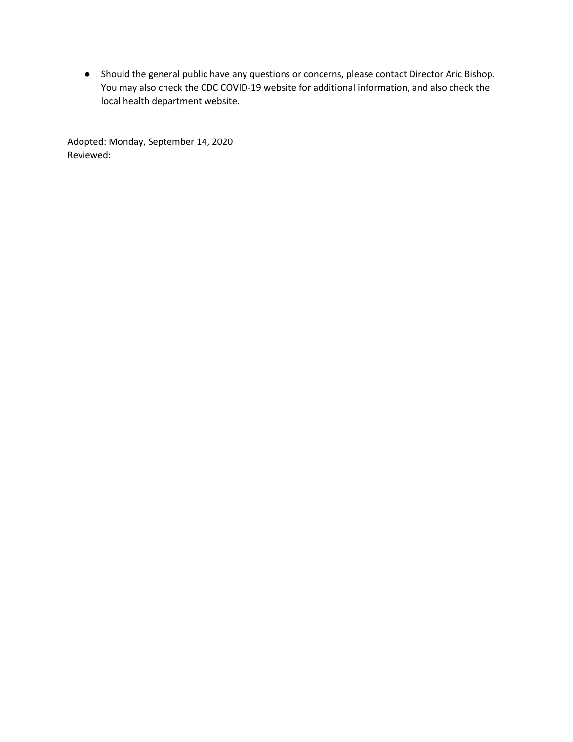- Should the general public have any questions or concerns, please contact Director Aric Bishop. You may also check the CDC COVID-19 website for additional information, and also check the local health department website.

Adopted: Monday, September 14, 2020
Reviewed: